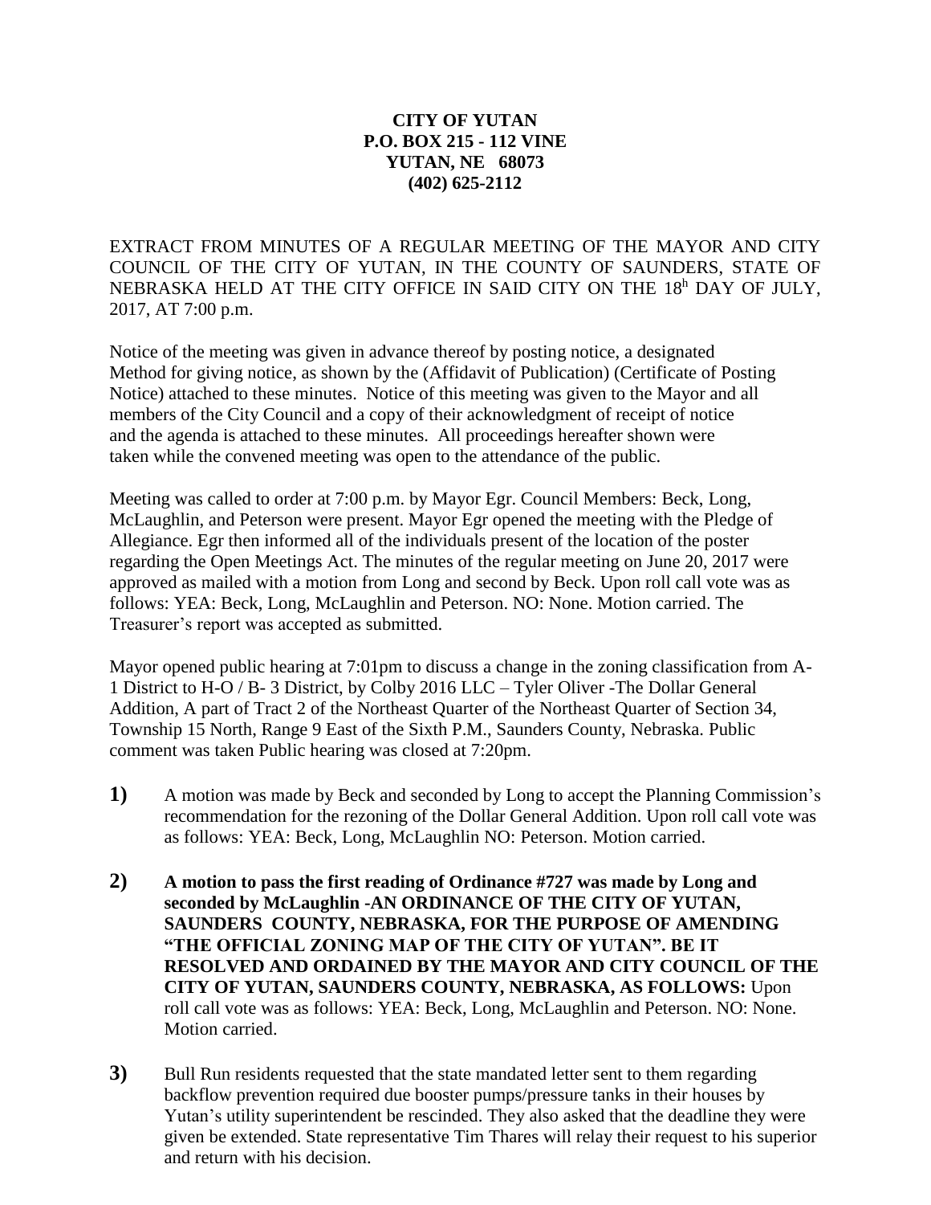**CITY OF YUTAN**
**P.O. BOX 215 - 112 VINE**
**YUTAN, NE 68073**
**(402) 625-2112**

EXTRACT FROM MINUTES OF A REGULAR MEETING OF THE MAYOR AND CITY COUNCIL OF THE CITY OF YUTAN, IN THE COUNTY OF SAUNDERS, STATE OF NEBRASKA HELD AT THE CITY OFFICE IN SAID CITY ON THE 18h DAY OF JULY, 2017, AT 7:00 p.m.

Notice of the meeting was given in advance thereof by posting notice, a designated Method for giving notice, as shown by the (Affidavit of Publication) (Certificate of Posting Notice) attached to these minutes. Notice of this meeting was given to the Mayor and all members of the City Council and a copy of their acknowledgment of receipt of notice and the agenda is attached to these minutes. All proceedings hereafter shown were taken while the convened meeting was open to the attendance of the public.

Meeting was called to order at 7:00 p.m. by Mayor Egr. Council Members: Beck, Long, McLaughlin, and Peterson were present. Mayor Egr opened the meeting with the Pledge of Allegiance. Egr then informed all of the individuals present of the location of the poster regarding the Open Meetings Act. The minutes of the regular meeting on June 20, 2017 were approved as mailed with a motion from Long and second by Beck. Upon roll call vote was as follows: YEA: Beck, Long, McLaughlin and Peterson. NO: None. Motion carried. The Treasurer's report was accepted as submitted.

Mayor opened public hearing at 7:01pm to discuss a change in the zoning classification from A-1 District to H-O / B- 3 District, by Colby 2016 LLC – Tyler Oliver -The Dollar General Addition, A part of Tract 2 of the Northeast Quarter of the Northeast Quarter of Section 34, Township 15 North, Range 9 East of the Sixth P.M., Saunders County, Nebraska. Public comment was taken Public hearing was closed at 7:20pm.

**1)** A motion was made by Beck and seconded by Long to accept the Planning Commission's recommendation for the rezoning of the Dollar General Addition. Upon roll call vote was as follows: YEA: Beck, Long, McLaughlin NO: Peterson. Motion carried.

**2)** **A motion to pass the first reading of Ordinance #727 was made by Long and seconded by McLaughlin -AN ORDINANCE OF THE CITY OF YUTAN, SAUNDERS COUNTY, NEBRASKA, FOR THE PURPOSE OF AMENDING "THE OFFICIAL ZONING MAP OF THE CITY OF YUTAN". BE IT RESOLVED AND ORDAINED BY THE MAYOR AND CITY COUNCIL OF THE CITY OF YUTAN, SAUNDERS COUNTY, NEBRASKA, AS FOLLOWS:** Upon roll call vote was as follows: YEA: Beck, Long, McLaughlin and Peterson. NO: None. Motion carried.

**3)** Bull Run residents requested that the state mandated letter sent to them regarding backflow prevention required due booster pumps/pressure tanks in their houses by Yutan's utility superintendent be rescinded. They also asked that the deadline they were given be extended. State representative Tim Thares will relay their request to his superior and return with his decision.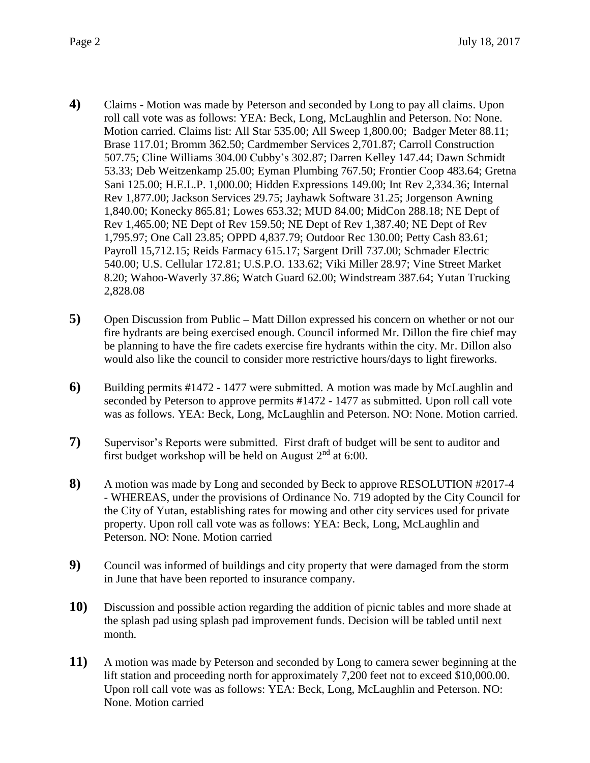**4)** Claims - Motion was made by Peterson and seconded by Long to pay all claims. Upon roll call vote was as follows: YEA: Beck, Long, McLaughlin and Peterson. No: None. Motion carried. Claims list: All Star 535.00; All Sweep 1,800.00; Badger Meter 88.11; Brase 117.01; Bromm 362.50; Cardmember Services 2,701.87; Carroll Construction 507.75; Cline Williams 304.00 Cubby's 302.87; Darren Kelley 147.44; Dawn Schmidt 53.33; Deb Weitzenkamp 25.00; Eyman Plumbing 767.50; Frontier Coop 483.64; Gretna Sani 125.00; H.E.L.P. 1,000.00; Hidden Expressions 149.00; Int Rev 2,334.36; Internal Rev 1,877.00; Jackson Services 29.75; Jayhawk Software 31.25; Jorgenson Awning 1,840.00; Konecky 865.81; Lowes 653.32; MUD 84.00; MidCon 288.18; NE Dept of Rev 1,465.00; NE Dept of Rev 159.50; NE Dept of Rev 1,387.40; NE Dept of Rev 1,795.97; One Call 23.85; OPPD 4,837.79; Outdoor Rec 130.00; Petty Cash 83.61; Payroll 15,712.15; Reids Farmacy 615.17; Sargent Drill 737.00; Schmader Electric 540.00; U.S. Cellular 172.81; U.S.P.O. 133.62; Viki Miller 28.97; Vine Street Market 8.20; Wahoo-Waverly 37.86; Watch Guard 62.00; Windstream 387.64; Yutan Trucking 2,828.08

**5)** Open Discussion from Public – Matt Dillon expressed his concern on whether or not our fire hydrants are being exercised enough. Council informed Mr. Dillon the fire chief may be planning to have the fire cadets exercise fire hydrants within the city. Mr. Dillon also would also like the council to consider more restrictive hours/days to light fireworks.

**6)** Building permits #1472 - 1477 were submitted. A motion was made by McLaughlin and seconded by Peterson to approve permits #1472 - 1477 as submitted. Upon roll call vote was as follows. YEA: Beck, Long, McLaughlin and Peterson. NO: None. Motion carried.

**7)** Supervisor's Reports were submitted. First draft of budget will be sent to auditor and first budget workshop will be held on August 2nd at 6:00.

**8)** A motion was made by Long and seconded by Beck to approve RESOLUTION #2017-4 - WHEREAS, under the provisions of Ordinance No. 719 adopted by the City Council for the City of Yutan, establishing rates for mowing and other city services used for private property. Upon roll call vote was as follows: YEA: Beck, Long, McLaughlin and Peterson. NO: None. Motion carried

**9)** Council was informed of buildings and city property that were damaged from the storm in June that have been reported to insurance company.

**10)** Discussion and possible action regarding the addition of picnic tables and more shade at the splash pad using splash pad improvement funds. Decision will be tabled until next month.

**11)** A motion was made by Peterson and seconded by Long to camera sewer beginning at the lift station and proceeding north for approximately 7,200 feet not to exceed $10,000.00. Upon roll call vote was as follows: YEA: Beck, Long, McLaughlin and Peterson. NO: None. Motion carried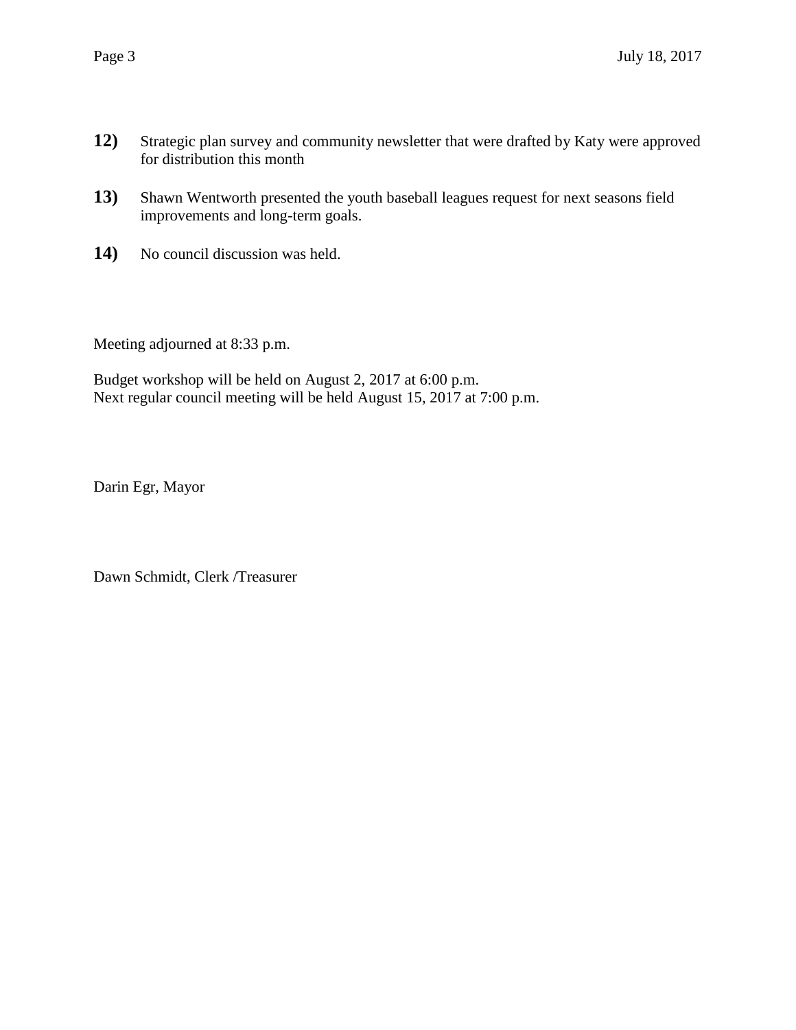**12)** Strategic plan survey and community newsletter that were drafted by Katy were approved for distribution this month

**13)** Shawn Wentworth presented the youth baseball leagues request for next seasons field improvements and long-term goals.

**14)** No council discussion was held.

Meeting adjourned at 8:33 p.m.

Budget workshop will be held on August 2, 2017 at 6:00 p.m.
Next regular council meeting will be held August 15, 2017 at 7:00 p.m.

Darin Egr, Mayor

Dawn Schmidt, Clerk /Treasurer